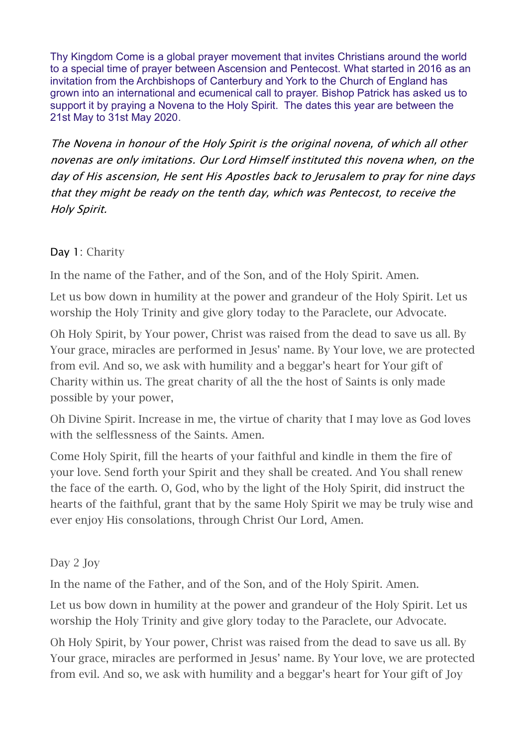Thy Kingdom Come is a global prayer movement that invites Christians around the world to a special time of prayer between Ascension and Pentecost. What started in 2016 as an invitation from the Archbishops of Canterbury and York to the Church of England has grown into an international and ecumenical call to prayer. Bishop Patrick has asked us to support it by praying a Novena to the Holy Spirit. The dates this year are between the 21st May to 31st May 2020.

*The Novena in honour of the Holy Spirit is the original novena, of which all other novenas are only imitations. Our Lord Himself instituted this novena when, on the day of His ascension, He sent His Apostles back to Jerusalem to pray for nine days that they might be ready on the tenth day, which was Pentecost, to receive the Holy Spirit.*

Day 1: Charity

In the name of the Father, and of the Son, and of the Holy Spirit. Amen.

Let us bow down in humility at the power and grandeur of the Holy Spirit. Let us worship the Holy Trinity and give glory today to the Paraclete, our Advocate.

Oh Holy Spirit, by Your power, Christ was raised from the dead to save us all. By Your grace, miracles are performed in Jesus' name. By Your love, we are protected from evil. And so, we ask with humility and a beggar's heart for Your gift of Charity within us. The great charity of all the the host of Saints is only made possible by your power,

Oh Divine Spirit. Increase in me, the virtue of charity that I may love as God loves with the selflessness of the Saints. Amen.

Come Holy Spirit, fill the hearts of your faithful and kindle in them the fire of your love. Send forth your Spirit and they shall be created. And You shall renew the face of the earth. O, God, who by the light of the Holy Spirit, did instruct the hearts of the faithful, grant that by the same Holy Spirit we may be truly wise and ever enjoy His consolations, through Christ Our Lord, Amen.

Day 2 Joy

In the name of the Father, and of the Son, and of the Holy Spirit. Amen.

Let us bow down in humility at the power and grandeur of the Holy Spirit. Let us worship the Holy Trinity and give glory today to the Paraclete, our Advocate.

Oh Holy Spirit, by Your power, Christ was raised from the dead to save us all. By Your grace, miracles are performed in Jesus' name. By Your love, we are protected from evil. And so, we ask with humility and a beggar's heart for Your gift of Joy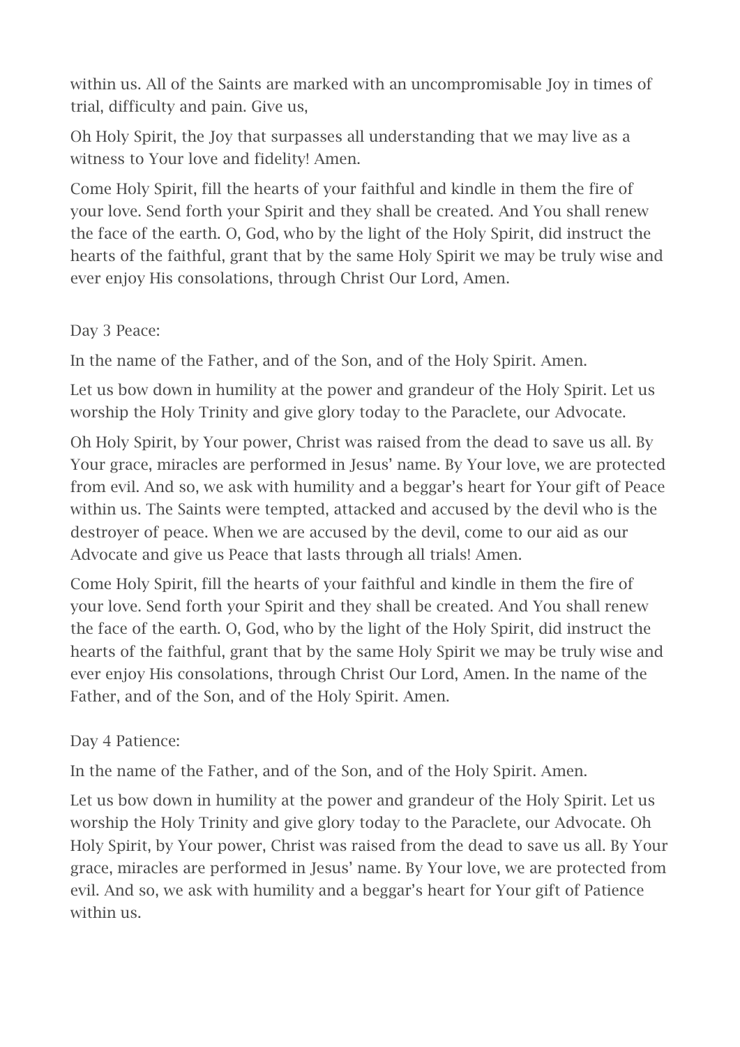within us. All of the Saints are marked with an uncompromisable Joy in times of trial, difficulty and pain. Give us,

Oh Holy Spirit, the Joy that surpasses all understanding that we may live as a witness to Your love and fidelity! Amen.

Come Holy Spirit, fill the hearts of your faithful and kindle in them the fire of your love. Send forth your Spirit and they shall be created. And You shall renew the face of the earth. O, God, who by the light of the Holy Spirit, did instruct the hearts of the faithful, grant that by the same Holy Spirit we may be truly wise and ever enjoy His consolations, through Christ Our Lord, Amen.

Day 3 Peace:

In the name of the Father, and of the Son, and of the Holy Spirit. Amen.

Let us bow down in humility at the power and grandeur of the Holy Spirit. Let us worship the Holy Trinity and give glory today to the Paraclete, our Advocate.

Oh Holy Spirit, by Your power, Christ was raised from the dead to save us all. By Your grace, miracles are performed in Jesus' name. By Your love, we are protected from evil. And so, we ask with humility and a beggar's heart for Your gift of Peace within us. The Saints were tempted, attacked and accused by the devil who is the destroyer of peace. When we are accused by the devil, come to our aid as our Advocate and give us Peace that lasts through all trials! Amen.

Come Holy Spirit, fill the hearts of your faithful and kindle in them the fire of your love. Send forth your Spirit and they shall be created. And You shall renew the face of the earth. O, God, who by the light of the Holy Spirit, did instruct the hearts of the faithful, grant that by the same Holy Spirit we may be truly wise and ever enjoy His consolations, through Christ Our Lord, Amen. In the name of the Father, and of the Son, and of the Holy Spirit. Amen.

Day 4 Patience:

In the name of the Father, and of the Son, and of the Holy Spirit. Amen.

Let us bow down in humility at the power and grandeur of the Holy Spirit. Let us worship the Holy Trinity and give glory today to the Paraclete, our Advocate. Oh Holy Spirit, by Your power, Christ was raised from the dead to save us all. By Your grace, miracles are performed in Jesus' name. By Your love, we are protected from evil. And so, we ask with humility and a beggar's heart for Your gift of Patience within us.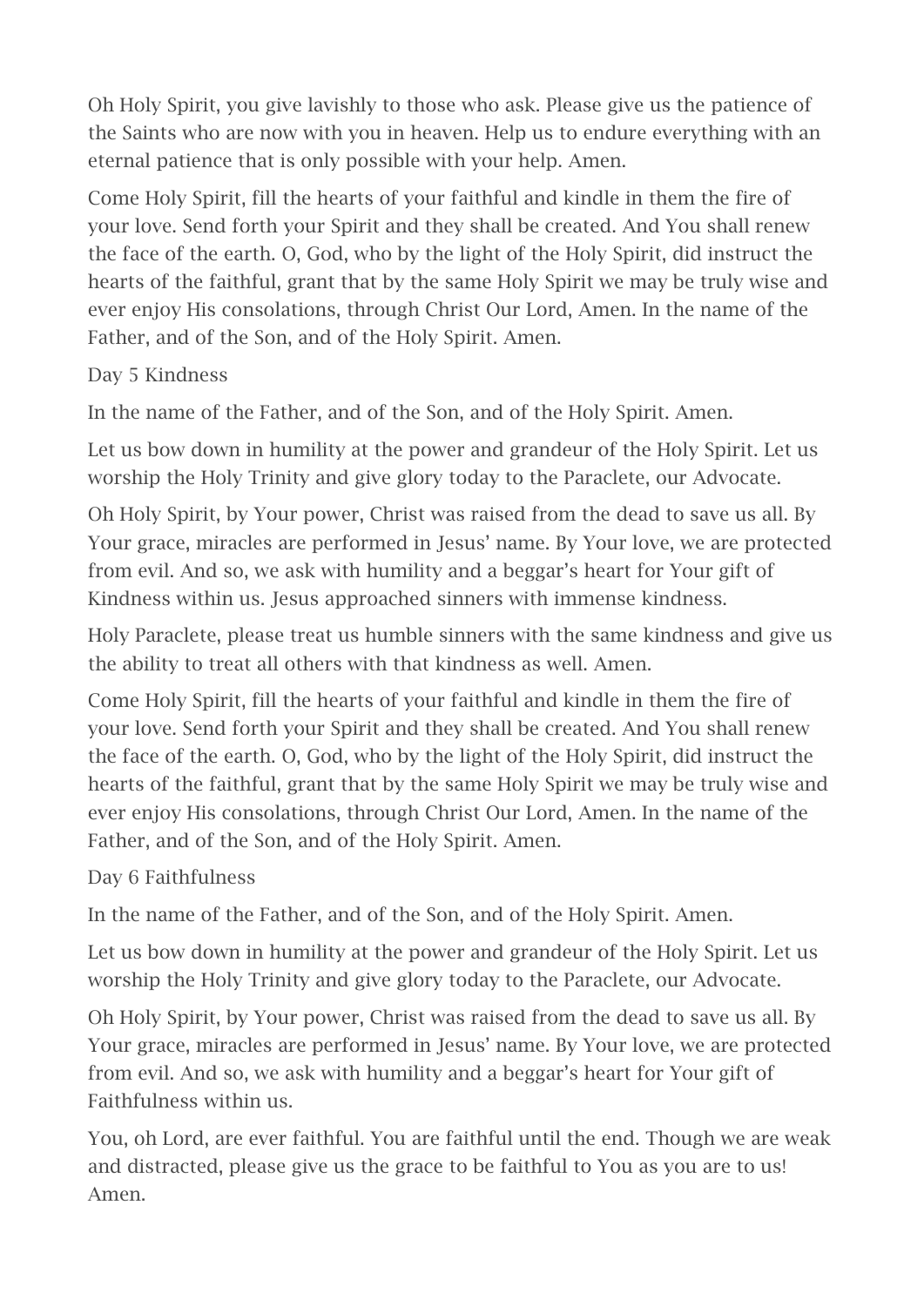Oh Holy Spirit, you give lavishly to those who ask. Please give us the patience of the Saints who are now with you in heaven. Help us to endure everything with an eternal patience that is only possible with your help. Amen.

Come Holy Spirit, fill the hearts of your faithful and kindle in them the fire of your love. Send forth your Spirit and they shall be created. And You shall renew the face of the earth. O, God, who by the light of the Holy Spirit, did instruct the hearts of the faithful, grant that by the same Holy Spirit we may be truly wise and ever enjoy His consolations, through Christ Our Lord, Amen. In the name of the Father, and of the Son, and of the Holy Spirit. Amen.

## Day 5 Kindness

In the name of the Father, and of the Son, and of the Holy Spirit. Amen.

Let us bow down in humility at the power and grandeur of the Holy Spirit. Let us worship the Holy Trinity and give glory today to the Paraclete, our Advocate.

Oh Holy Spirit, by Your power, Christ was raised from the dead to save us all. By Your grace, miracles are performed in Jesus' name. By Your love, we are protected from evil. And so, we ask with humility and a beggar's heart for Your gift of Kindness within us. Jesus approached sinners with immense kindness.

Holy Paraclete, please treat us humble sinners with the same kindness and give us the ability to treat all others with that kindness as well. Amen.

Come Holy Spirit, fill the hearts of your faithful and kindle in them the fire of your love. Send forth your Spirit and they shall be created. And You shall renew the face of the earth. O, God, who by the light of the Holy Spirit, did instruct the hearts of the faithful, grant that by the same Holy Spirit we may be truly wise and ever enjoy His consolations, through Christ Our Lord, Amen. In the name of the Father, and of the Son, and of the Holy Spirit. Amen.

## Day 6 Faithfulness

In the name of the Father, and of the Son, and of the Holy Spirit. Amen.

Let us bow down in humility at the power and grandeur of the Holy Spirit. Let us worship the Holy Trinity and give glory today to the Paraclete, our Advocate.

Oh Holy Spirit, by Your power, Christ was raised from the dead to save us all. By Your grace, miracles are performed in Jesus' name. By Your love, we are protected from evil. And so, we ask with humility and a beggar's heart for Your gift of Faithfulness within us.

You, oh Lord, are ever faithful. You are faithful until the end. Though we are weak and distracted, please give us the grace to be faithful to You as you are to us! Amen.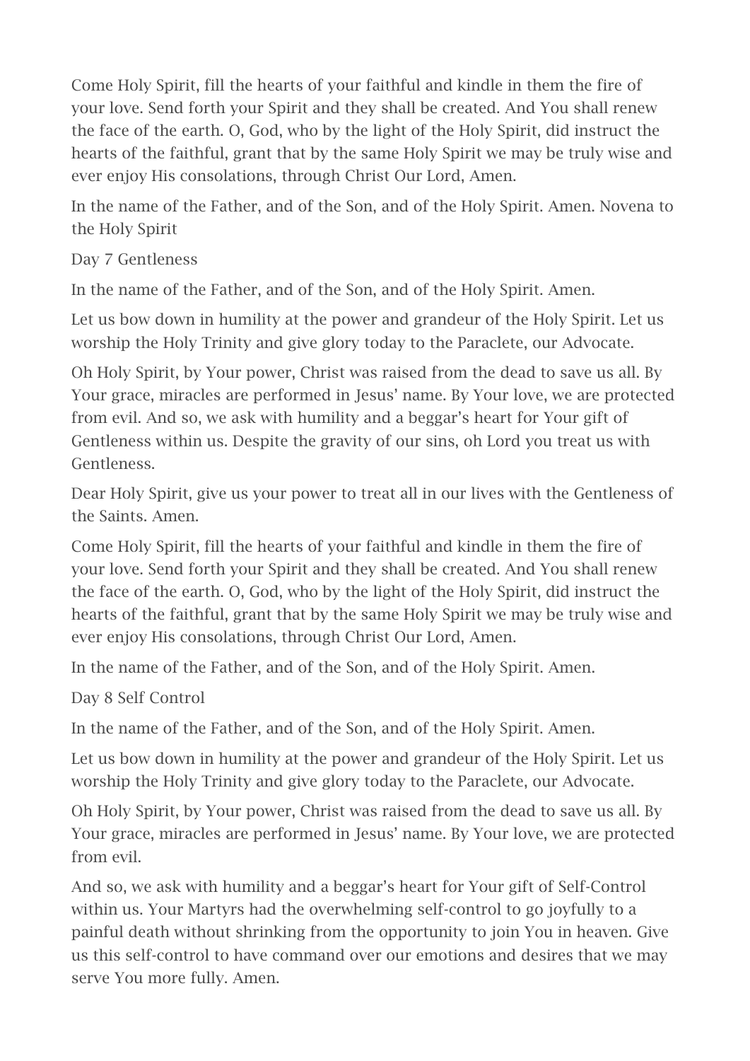Come Holy Spirit, fill the hearts of your faithful and kindle in them the fire of your love. Send forth your Spirit and they shall be created. And You shall renew the face of the earth. O, God, who by the light of the Holy Spirit, did instruct the hearts of the faithful, grant that by the same Holy Spirit we may be truly wise and ever enjoy His consolations, through Christ Our Lord, Amen.

In the name of the Father, and of the Son, and of the Holy Spirit. Amen. Novena to the Holy Spirit

Day 7 Gentleness

In the name of the Father, and of the Son, and of the Holy Spirit. Amen.

Let us bow down in humility at the power and grandeur of the Holy Spirit. Let us worship the Holy Trinity and give glory today to the Paraclete, our Advocate.

Oh Holy Spirit, by Your power, Christ was raised from the dead to save us all. By Your grace, miracles are performed in Jesus' name. By Your love, we are protected from evil. And so, we ask with humility and a beggar's heart for Your gift of Gentleness within us. Despite the gravity of our sins, oh Lord you treat us with Gentleness.

Dear Holy Spirit, give us your power to treat all in our lives with the Gentleness of the Saints. Amen.

Come Holy Spirit, fill the hearts of your faithful and kindle in them the fire of your love. Send forth your Spirit and they shall be created. And You shall renew the face of the earth. O, God, who by the light of the Holy Spirit, did instruct the hearts of the faithful, grant that by the same Holy Spirit we may be truly wise and ever enjoy His consolations, through Christ Our Lord, Amen.

In the name of the Father, and of the Son, and of the Holy Spirit. Amen.

Day 8 Self Control

In the name of the Father, and of the Son, and of the Holy Spirit. Amen.

Let us bow down in humility at the power and grandeur of the Holy Spirit. Let us worship the Holy Trinity and give glory today to the Paraclete, our Advocate.

Oh Holy Spirit, by Your power, Christ was raised from the dead to save us all. By Your grace, miracles are performed in Jesus' name. By Your love, we are protected from evil.

And so, we ask with humility and a beggar's heart for Your gift of Self-Control within us. Your Martyrs had the overwhelming self-control to go joyfully to a painful death without shrinking from the opportunity to join You in heaven. Give us this self-control to have command over our emotions and desires that we may serve You more fully. Amen.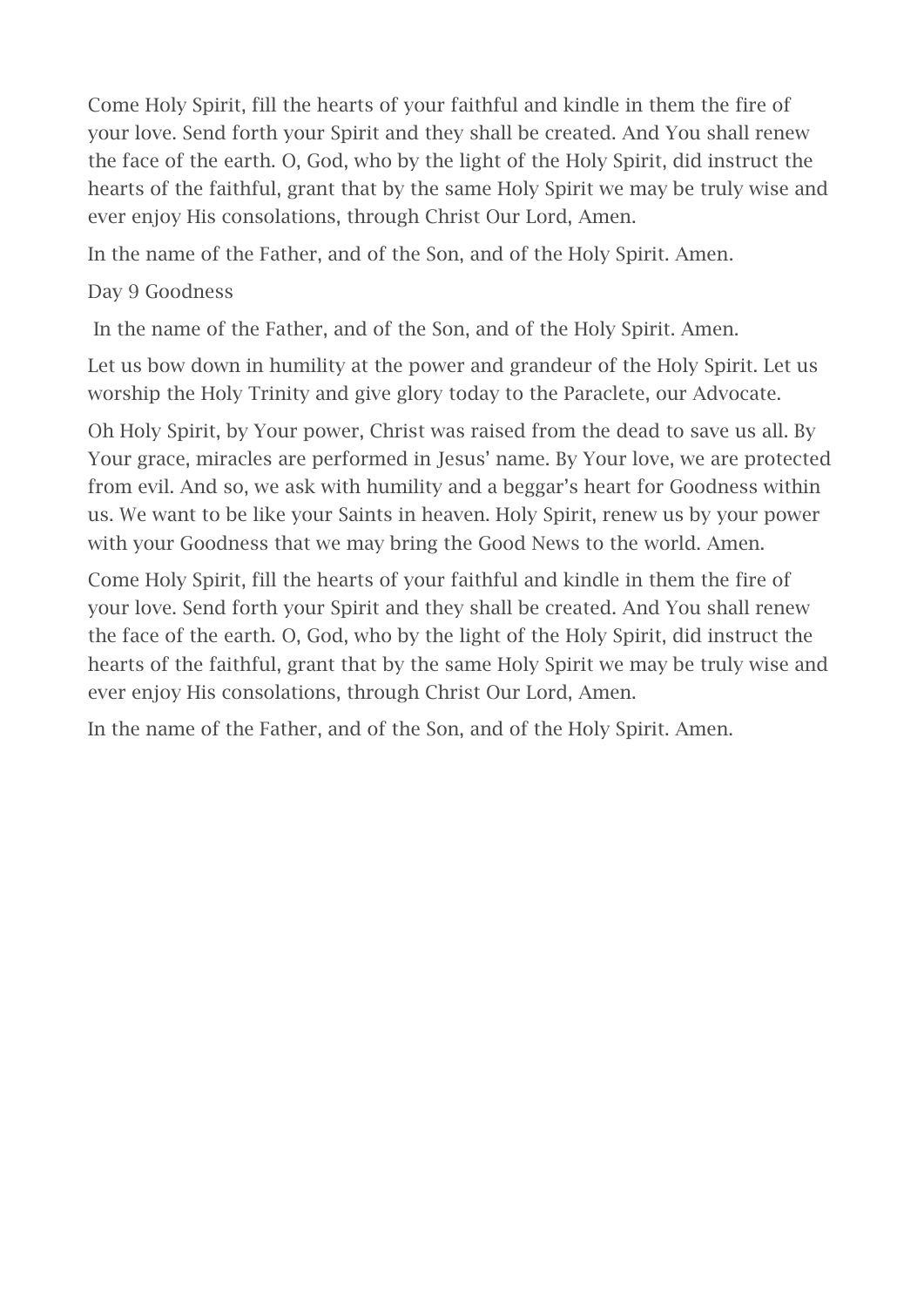Come Holy Spirit, fill the hearts of your faithful and kindle in them the fire of your love. Send forth your Spirit and they shall be created. And You shall renew the face of the earth. O, God, who by the light of the Holy Spirit, did instruct the hearts of the faithful, grant that by the same Holy Spirit we may be truly wise and ever enjoy His consolations, through Christ Our Lord, Amen.

In the name of the Father, and of the Son, and of the Holy Spirit. Amen.

Day 9 Goodness

In the name of the Father, and of the Son, and of the Holy Spirit. Amen.

Let us bow down in humility at the power and grandeur of the Holy Spirit. Let us worship the Holy Trinity and give glory today to the Paraclete, our Advocate.

Oh Holy Spirit, by Your power, Christ was raised from the dead to save us all. By Your grace, miracles are performed in Jesus' name. By Your love, we are protected from evil. And so, we ask with humility and a beggar's heart for Goodness within us. We want to be like your Saints in heaven. Holy Spirit, renew us by your power with your Goodness that we may bring the Good News to the world. Amen.

Come Holy Spirit, fill the hearts of your faithful and kindle in them the fire of your love. Send forth your Spirit and they shall be created. And You shall renew the face of the earth. O, God, who by the light of the Holy Spirit, did instruct the hearts of the faithful, grant that by the same Holy Spirit we may be truly wise and ever enjoy His consolations, through Christ Our Lord, Amen.

In the name of the Father, and of the Son, and of the Holy Spirit. Amen.